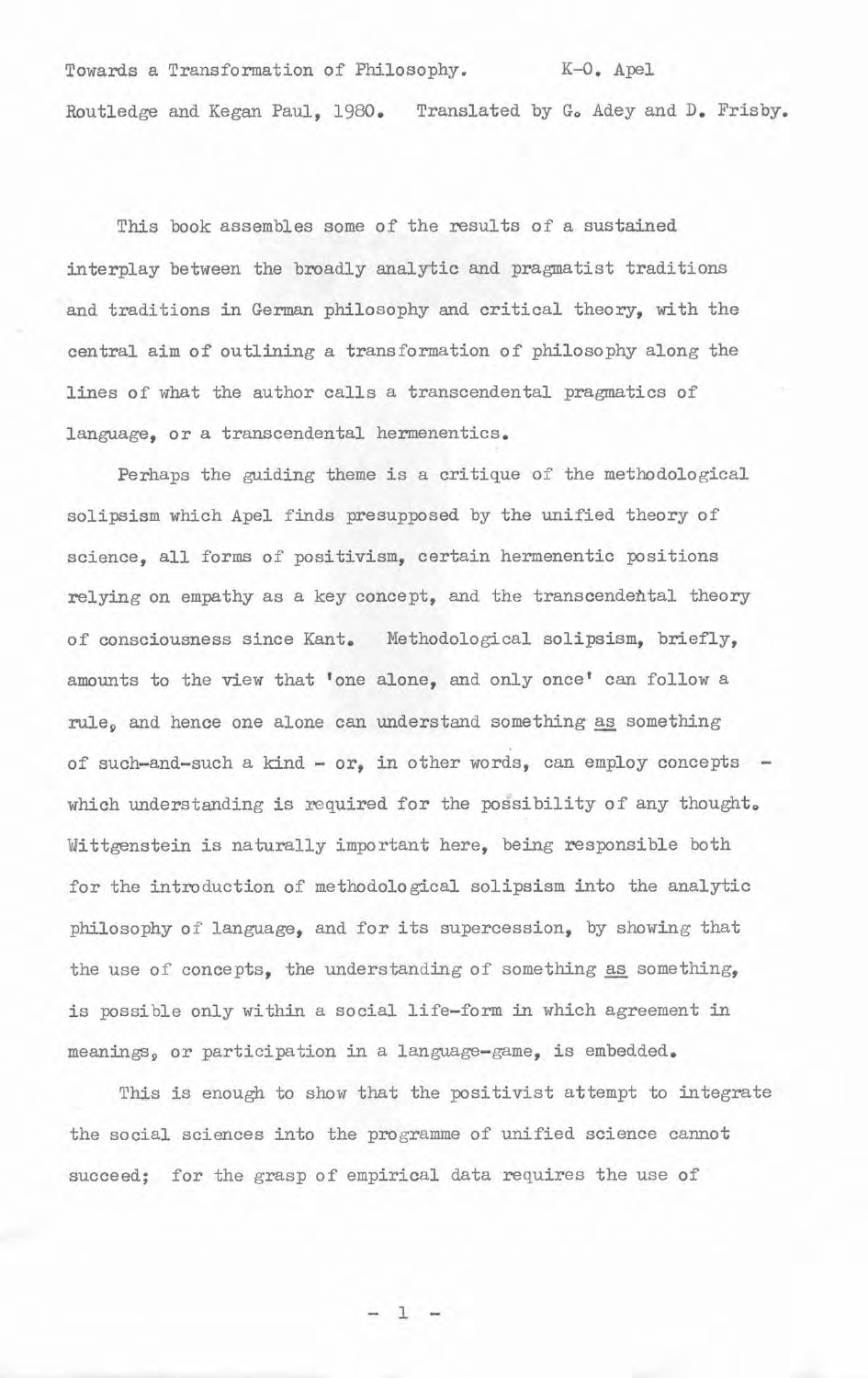Towards a Transformation of Philosophy. K-O. Apel

Routledge and Kegan Paul, 1980. Translated by G. Adey and D. Frisby.

This book assembles some of the results of a sustained interplay between the broadly analytic and pragmatist traditions and traditions in German philosophy and critical theory, with the central aim of outlining a transformation of philosophy along the lines of what the author calls a transcendental pragmatics of language, or a transcendental hermenentics.

Perhaps the guiding theme is a critique of the methodological solipsism which Apel finds presupposed by the unified theory of science, all forms of positivism, certain hermenentic positions relying on empathy as a key concept, and the transcendental theory of consciousness since Kant. Methodological solipsism, briefly, amounts to the view that 'one alone, and only once' can follow a rule, and hence one alone can understand something _as_ something of such-and-such a kind - or, in other words, can employ concepts - which understanding is required for the possibility of any thought. Wittgenstein is naturally important here, being responsible both for the introduction of methodological solipsism into the analytic philosophy of language, and for its supercession, by showing that the use of concepts, the understanding of something _as_ something, is possible only within a social life-form in which agreement in meanings, or participation in a language-game, is embedded.

This is enough to show that the positivist attempt to integrate the social sciences into the programme of unified science cannot succeed; for the grasp of empirical data requires the use of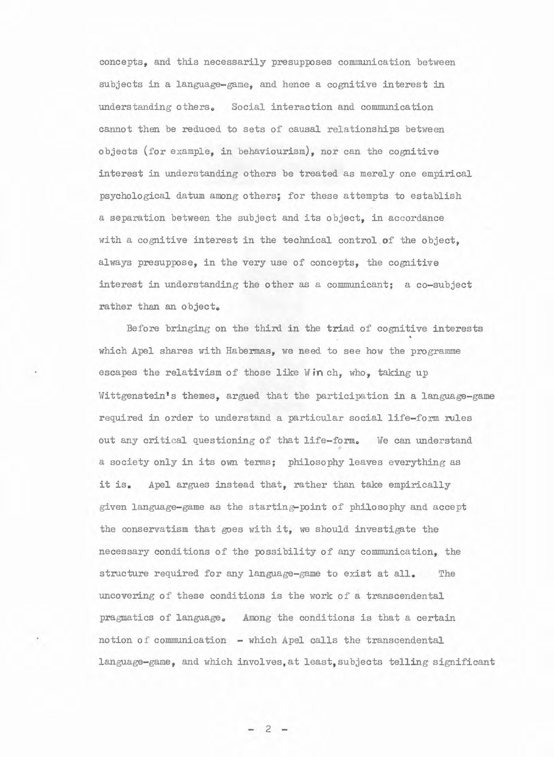concepts, and this necessarily presupposes communication between subjects in a language-game, and hence a cognitive interest in understanding others. Social interaction and communication cannot then be reduced to sets of causal relationships between objects (for example, in behaviourism), nor can the cognitive interest in understanding others be treated as merely one empirical psychological datum among others; for these attempts to establish a separation between the subject and its object, in accordance with a cognitive interest in the technical control of the object, always presuppose, in the very use of concepts, the cognitive interest in understanding the other as a communicant; a co-subject rather than an object.

Before bringing on the third in the triad of cognitive interests which Apel shares with Habermas, we need to see how the programme escapes the relativism of those like Winch, who, taking up Wittgenstein's themes, argued that the participation in a language-game required in order to understand a particular social life-form rules out any critical questioning of that life-form. We can understand a society only in its own terms; philosophy leaves everything as it is. Apel argues instead that, rather than take empirically given language-game as the starting-point of philosophy and accept the conservatism that goes with it, we should investigate the necessary conditions of the possibility of any communication, the structure required for any language-game to exist at all. The uncovering of these conditions is the work of a transcendental pragmatics of language. Among the conditions is that a certain notion of communication - which Apel calls the transcendental language-game, and which involves, at least, subjects telling significant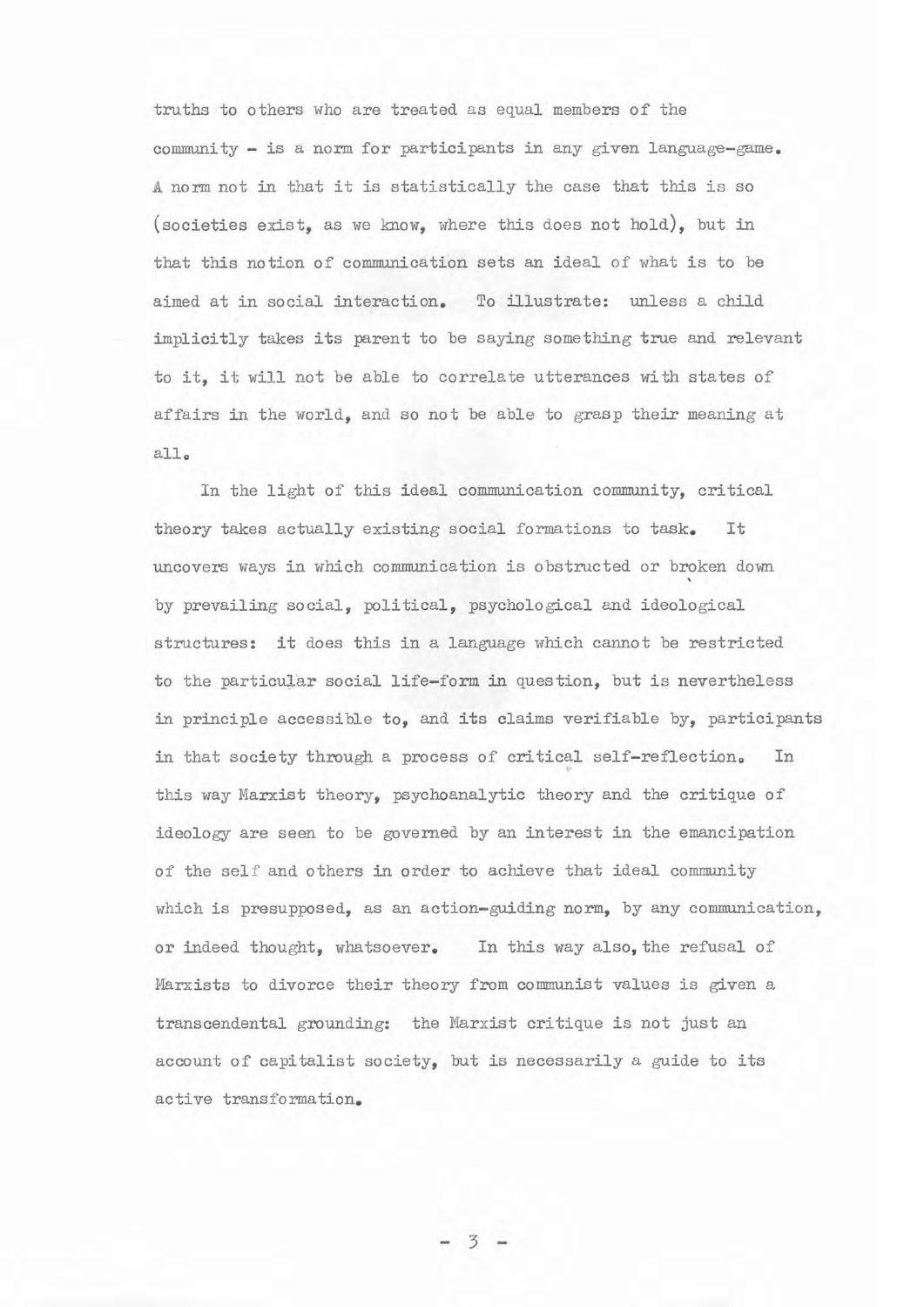truths to others who are treated as equal members of the community - is a norm for participants in any given language-game. A norm not in that it is statistically the case that this is so (societies exist, as we know, where this does not hold), but in that this notion of communication sets an ideal of what is to be aimed at in social interaction. To illustrate: unless a child implicitly takes its parent to be saying something true and relevant to it, it will not be able to correlate utterances with states of affairs in the world, and so not be able to grasp their meaning at all.

In the light of this ideal communication community, critical theory takes actually existing social formations to task. It uncovers ways in which communication is obstructed or broken down by prevailing social, political, psychological and ideological structures: it does this in a language which cannot be restricted to the particular social life-form in question, but is nevertheless in principle accessible to, and its claims verifiable by, participants in that society through a process of critical self-reflection. In this way Marxist theory, psychoanalytic theory and the critique of ideology are seen to be governed by an interest in the emancipation of the self and others in order to achieve that ideal community which is presupposed, as an action-guiding norm, by any communication, or indeed thought, whatsoever. In this way also, the refusal of Marxists to divorce their theory from communist values is given a transcendental grounding: the Marxist critique is not just an account of capitalist society, but is necessarily a guide to its active transformation.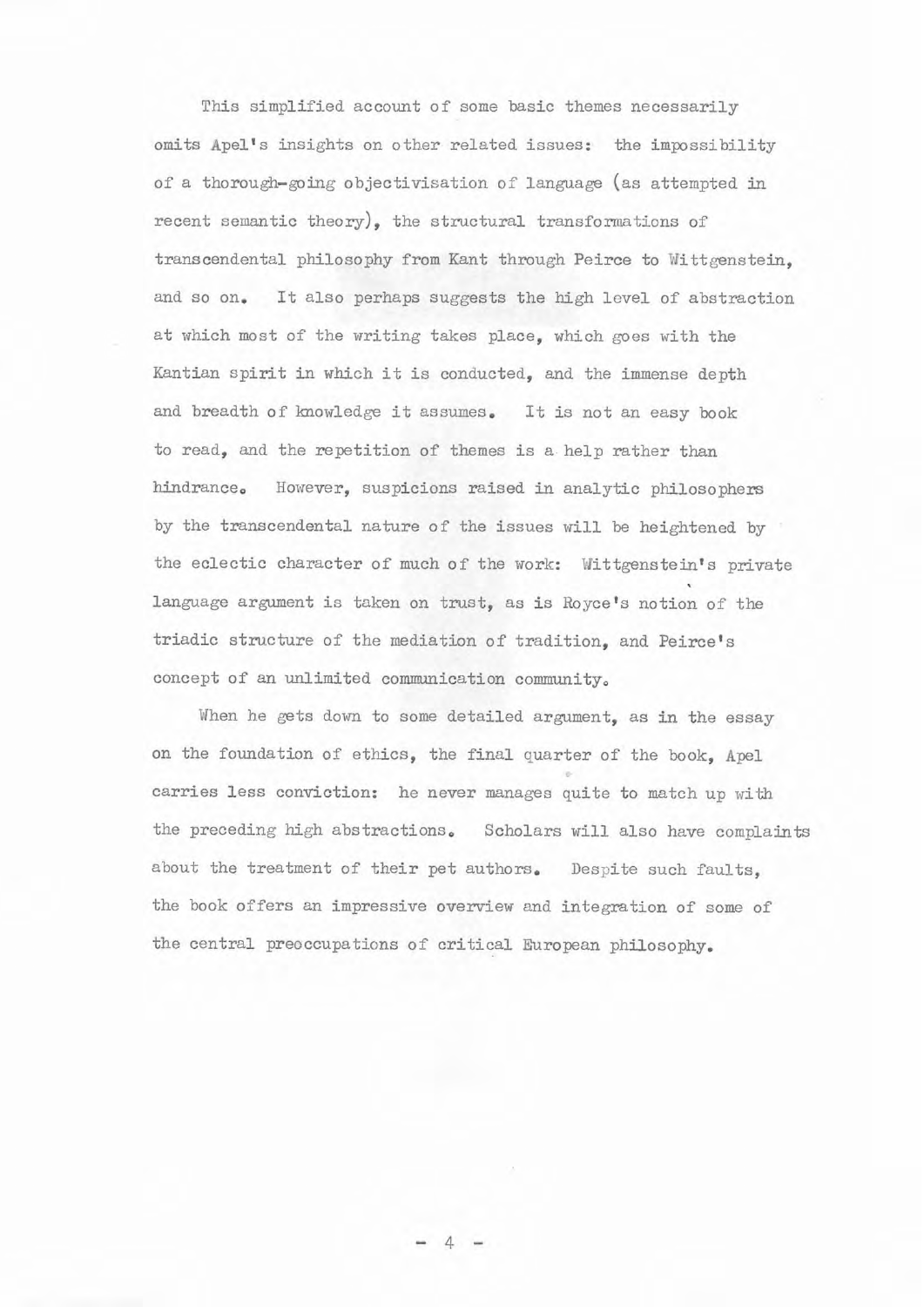This simplified account of some basic themes necessarily omits Apel's insights on other related issues: the impossibility of a thorough-going objectivisation of language (as attempted in recent semantic theory), the structural transformations of transcendental philosophy from Kant through Peirce to Wittgenstein, and so on. It also perhaps suggests the high level of abstraction at which most of the writing takes place, which goes with the Kantian spirit in which it is conducted, and the immense depth and breadth of knowledge it assumes. It is not an easy book to read, and the repetition of themes is a help rather than hindrance. However, suspicions raised in analytic philosophers by the transcendental nature of the issues will be heightened by the eclectic character of much of the work: Wittgenstein's private language argument is taken on trust, as is Royce's notion of the triadic structure of the mediation of tradition, and Peirce's concept of an unlimited communication community.

When he gets down to some detailed argument, as in the essay on the foundation of ethics, the final quarter of the book, Apel carries less conviction: he never manages quite to match up with the preceding high abstractions. Scholars will also have complaints about the treatment of their pet authors. Despite such faults, the book offers an impressive overview and integration of some of the central preoccupations of critical European philosophy.